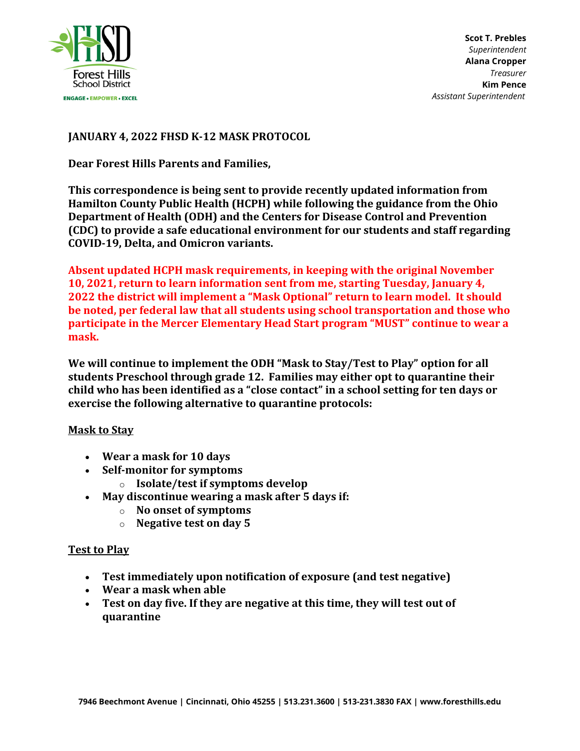Forest Hills School District

ENGAGE • EMPOWER • EXCEL

**Scot T. Prebles**
*Superintendent*
**Alana Cropper**
*Treasurer*
**Kim Pence**
*Assistant Superintendent*

**JANUARY 4, 2022 FHSD K-12 MASK PROTOCOL**

**Dear Forest Hills Parents and Families,**

**This correspondence is being sent to provide recently updated information from Hamilton County Public Health (HCPH) while following the guidance from the Ohio Department of Health (ODH) and the Centers for Disease Control and Prevention (CDC) to provide a safe educational environment for our students and staff regarding COVID-19, Delta, and Omicron variants.**

**Absent updated HCPH mask requirements, in keeping with the original November 10, 2021, return to learn information sent from me, starting Tuesday, January 4, 2022 the district will implement a "Mask Optional" return to learn model. It should be noted, per federal law that all students using school transportation and those who participate in the Mercer Elementary Head Start program "MUST" continue to wear a mask.**

**We will continue to implement the ODH "Mask to Stay/Test to Play" option for all students Preschool through grade 12. Families may either opt to quarantine their child who has been identified as a "close contact" in a school setting for ten days or exercise the following alternative to quarantine protocols:**

**Mask to Stay**

- **Wear a mask for 10 days**
- **Self-monitor for symptoms**
  - **Isolate/test if symptoms develop**
- **May discontinue wearing a mask after 5 days if:**
  - **No onset of symptoms**
  - **Negative test on day 5**

**Test to Play**

- **Test immediately upon notification of exposure (and test negative)**
- **Wear a mask when able**
- **Test on day five. If they are negative at this time, they will test out of quarantine**

7946 Beechmont Avenue | Cincinnati, Ohio 45255 | 513.231.3600 | 513-231.3830 FAX | www.foresthills.edu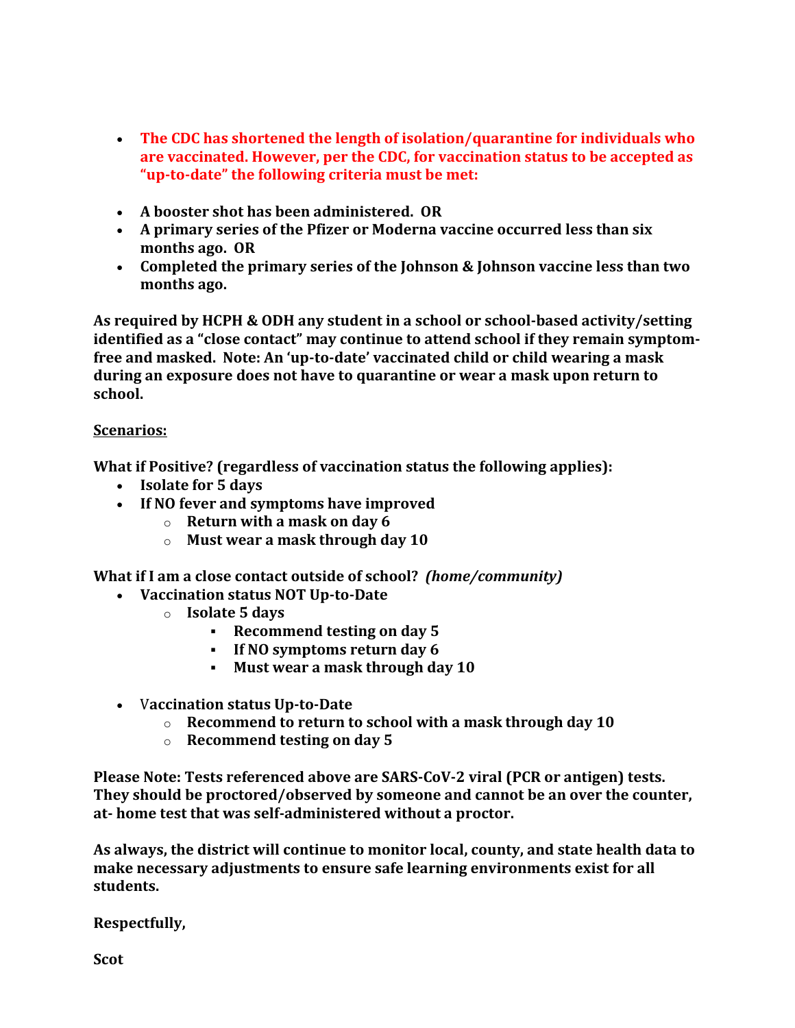- **The CDC has shortened the length of isolation/quarantine for individuals who are vaccinated. However, per the CDC, for vaccination status to be accepted as "up-to-date" the following criteria must be met:**

- **A booster shot has been administered. OR**
- **A primary series of the Pfizer or Moderna vaccine occurred less than six months ago. OR**
- **Completed the primary series of the Johnson & Johnson vaccine less than two months ago.**

**As required by HCPH & ODH any student in a school or school-based activity/setting identified as a "close contact" may continue to attend school if they remain symptom-free and masked. Note: An 'up-to-date' vaccinated child or child wearing a mask during an exposure does not have to quarantine or wear a mask upon return to school.**

**<u>Scenarios:</u>**

**What if Positive? (regardless of vaccination status the following applies):**

- **Isolate for 5 days**
- **If NO fever and symptoms have improved**
  - **Return with a mask on day 6**
  - **Must wear a mask through day 10**

**What if I am a close contact outside of school? *(home/community)***

- **Vaccination status NOT Up-to-Date**
  - **Isolate 5 days**
    - **Recommend testing on day 5**
    - **If NO symptoms return day 6**
    - **Must wear a mask through day 10**

- **Vaccination status Up-to-Date**
  - **Recommend to return to school with a mask through day 10**
  - **Recommend testing on day 5**

**Please Note: Tests referenced above are SARS-CoV-2 viral (PCR or antigen) tests. They should be proctored/observed by someone and cannot be an over the counter, at- home test that was self-administered without a proctor.**

**As always, the district will continue to monitor local, county, and state health data to make necessary adjustments to ensure safe learning environments exist for all students.**

**Respectfully,**

**Scot**